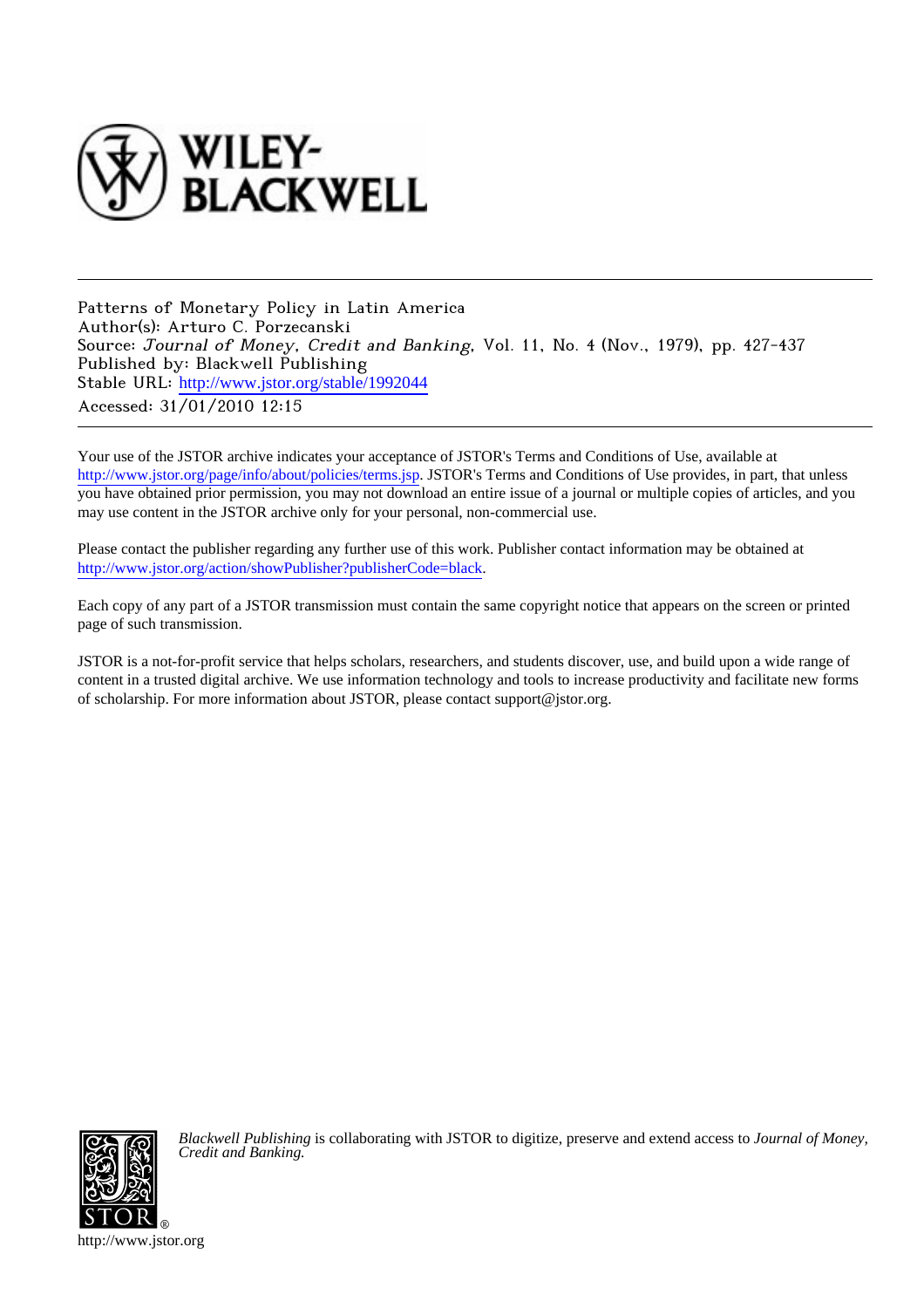WILEY-BLACKWELL

Patterns of Monetary Policy in Latin America
Author(s): Arturo C. Porzecanski
Source: *Journal of Money, Credit and Banking*, Vol. 11, No. 4 (Nov., 1979), pp. 427-437
Published by: Blackwell Publishing
Stable URL: http://www.jstor.org/stable/1992044
Accessed: 31/01/2010 12:15

---

Your use of the JSTOR archive indicates your acceptance of JSTOR's Terms and Conditions of Use, available at http://www.jstor.org/page/info/about/policies/terms.jsp. JSTOR's Terms and Conditions of Use provides, in part, that unless you have obtained prior permission, you may not download an entire issue of a journal or multiple copies of articles, and you may use content in the JSTOR archive only for your personal, non-commercial use.

Please contact the publisher regarding any further use of this work. Publisher contact information may be obtained at http://www.jstor.org/action/showPublisher?publisherCode=black.

Each copy of any part of a JSTOR transmission must contain the same copyright notice that appears on the screen or printed page of such transmission.

JSTOR is a not-for-profit service that helps scholars, researchers, and students discover, use, and build upon a wide range of content in a trusted digital archive. We use information technology and tools to increase productivity and facilitate new forms of scholarship. For more information about JSTOR, please contact support@jstor.org.

*Blackwell Publishing* is collaborating with JSTOR to digitize, preserve and extend access to *Journal of Money, Credit and Banking.*

http://www.jstor.org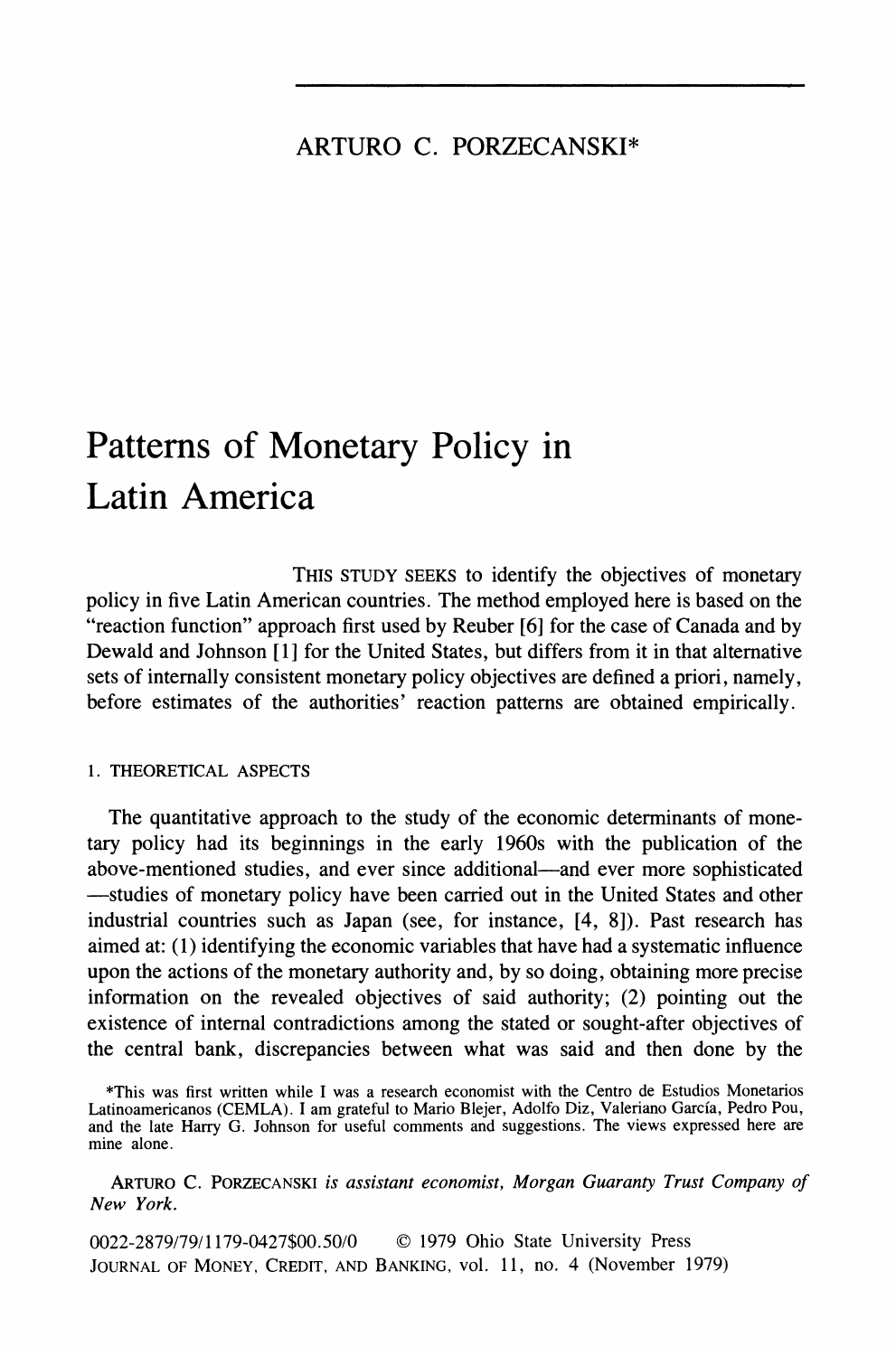ARTURO C. PORZECANSKI*

# Patterns of Monetary Policy in Latin America

THIS STUDY SEEKS to identify the objectives of monetary policy in five Latin American countries. The method employed here is based on the "reaction function" approach first used by Reuber [6] for the case of Canada and by Dewald and Johnson [1] for the United States, but differs from it in that alternative sets of internally consistent monetary policy objectives are defined a priori, namely, before estimates of the authorities' reaction patterns are obtained empirically.

## 1. THEORETICAL ASPECTS

The quantitative approach to the study of the economic determinants of monetary policy had its beginnings in the early 1960s with the publication of the above-mentioned studies, and ever since additional—and ever more sophisticated—studies of monetary policy have been carried out in the United States and other industrial countries such as Japan (see, for instance, [4, 8]). Past research has aimed at: (1) identifying the economic variables that have had a systematic influence upon the actions of the monetary authority and, by so doing, obtaining more precise information on the revealed objectives of said authority; (2) pointing out the existence of internal contradictions among the stated or sought-after objectives of the central bank, discrepancies between what was said and then done by the

*This was first written while I was a research economist with the Centro de Estudios Monetarios Latinoamericanos (CEMLA). I am grateful to Mario Blejer, Adolfo Diz, Valeriano García, Pedro Pou, and the late Harry G. Johnson for useful comments and suggestions. The views expressed here are mine alone.

ARTURO C. PORZECANSKI *is assistant economist, Morgan Guaranty Trust Company of New York.*

0022-2879/79/1179-0427$00.50/0 © 1979 Ohio State University Press
JOURNAL OF MONEY, CREDIT, AND BANKING, vol. 11, no. 4 (November 1979)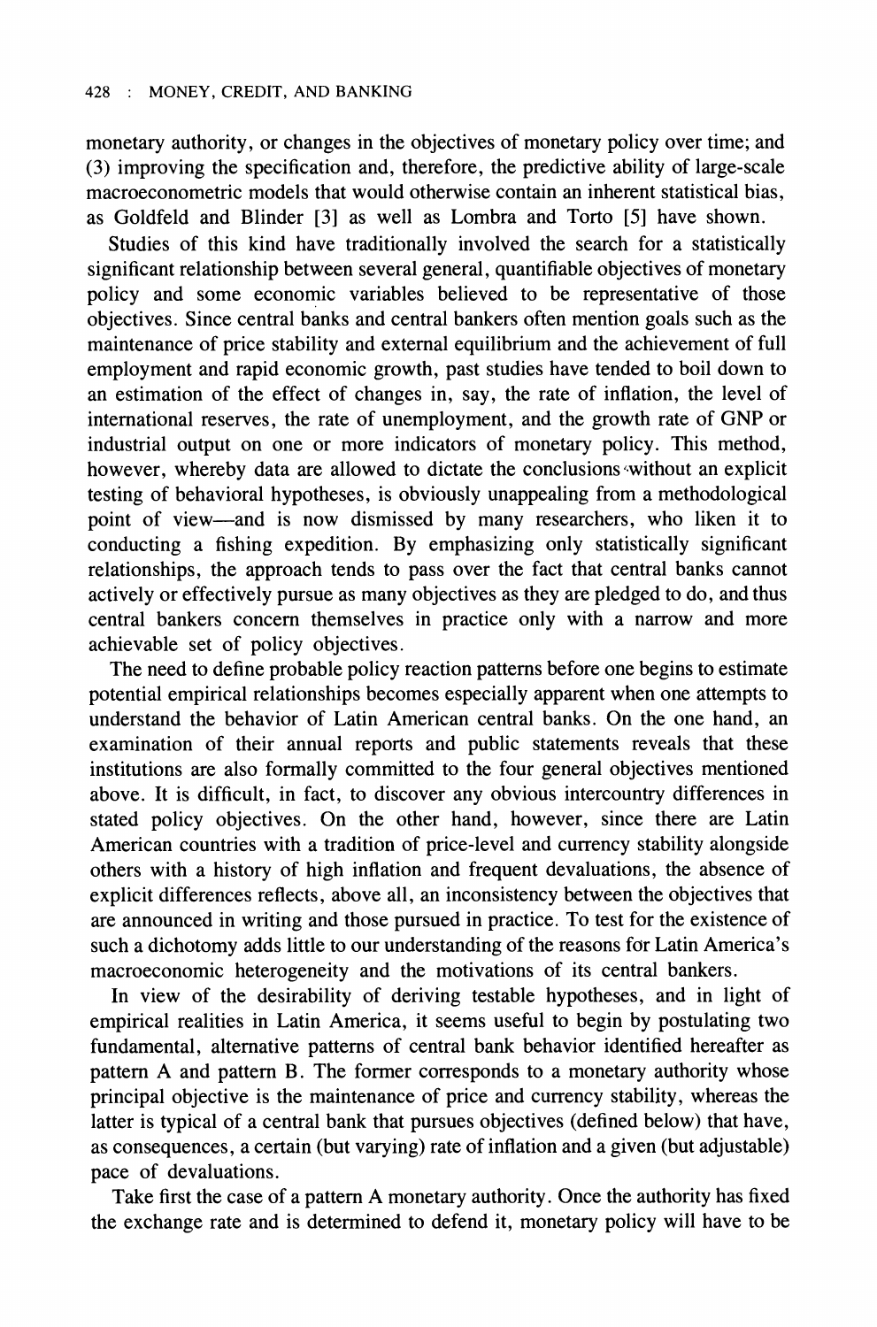monetary authority, or changes in the objectives of monetary policy over time; and (3) improving the specification and, therefore, the predictive ability of large-scale macroeconometric models that would otherwise contain an inherent statistical bias, as Goldfeld and Blinder [3] as well as Lombra and Torto [5] have shown.

Studies of this kind have traditionally involved the search for a statistically significant relationship between several general, quantifiable objectives of monetary policy and some economic variables believed to be representative of those objectives. Since central banks and central bankers often mention goals such as the maintenance of price stability and external equilibrium and the achievement of full employment and rapid economic growth, past studies have tended to boil down to an estimation of the effect of changes in, say, the rate of inflation, the level of international reserves, the rate of unemployment, and the growth rate of GNP or industrial output on one or more indicators of monetary policy. This method, however, whereby data are allowed to dictate the conclusions without an explicit testing of behavioral hypotheses, is obviously unappealing from a methodological point of view—and is now dismissed by many researchers, who liken it to conducting a fishing expedition. By emphasizing only statistically significant relationships, the approach tends to pass over the fact that central banks cannot actively or effectively pursue as many objectives as they are pledged to do, and thus central bankers concern themselves in practice only with a narrow and more achievable set of policy objectives.

The need to define probable policy reaction patterns before one begins to estimate potential empirical relationships becomes especially apparent when one attempts to understand the behavior of Latin American central banks. On the one hand, an examination of their annual reports and public statements reveals that these institutions are also formally committed to the four general objectives mentioned above. It is difficult, in fact, to discover any obvious intercountry differences in stated policy objectives. On the other hand, however, since there are Latin American countries with a tradition of price-level and currency stability alongside others with a history of high inflation and frequent devaluations, the absence of explicit differences reflects, above all, an inconsistency between the objectives that are announced in writing and those pursued in practice. To test for the existence of such a dichotomy adds little to our understanding of the reasons for Latin America's macroeconomic heterogeneity and the motivations of its central bankers.

In view of the desirability of deriving testable hypotheses, and in light of empirical realities in Latin America, it seems useful to begin by postulating two fundamental, alternative patterns of central bank behavior identified hereafter as pattern A and pattern B. The former corresponds to a monetary authority whose principal objective is the maintenance of price and currency stability, whereas the latter is typical of a central bank that pursues objectives (defined below) that have, as consequences, a certain (but varying) rate of inflation and a given (but adjustable) pace of devaluations.

Take first the case of a pattern A monetary authority. Once the authority has fixed the exchange rate and is determined to defend it, monetary policy will have to be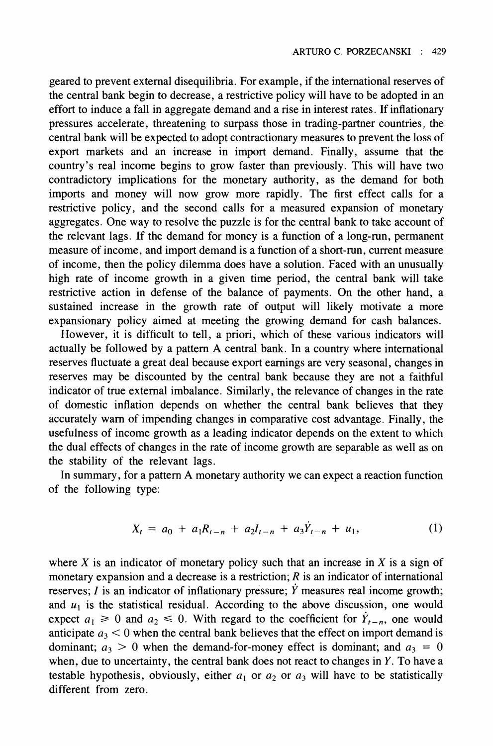geared to prevent external disequilibria. For example, if the international reserves of the central bank begin to decrease, a restrictive policy will have to be adopted in an effort to induce a fall in aggregate demand and a rise in interest rates. If inflationary pressures accelerate, threatening to surpass those in trading-partner countries, the central bank will be expected to adopt contractionary measures to prevent the loss of export markets and an increase in import demand. Finally, assume that the country's real income begins to grow faster than previously. This will have two contradictory implications for the monetary authority, as the demand for both imports and money will now grow more rapidly. The first effect calls for a restrictive policy, and the second calls for a measured expansion of monetary aggregates. One way to resolve the puzzle is for the central bank to take account of the relevant lags. If the demand for money is a function of a long-run, permanent measure of income, and import demand is a function of a short-run, current measure of income, then the policy dilemma does have a solution. Faced with an unusually high rate of income growth in a given time period, the central bank will take restrictive action in defense of the balance of payments. On the other hand, a sustained increase in the growth rate of output will likely motivate a more expansionary policy aimed at meeting the growing demand for cash balances.

However, it is difficult to tell, a priori, which of these various indicators will actually be followed by a pattern A central bank. In a country where international reserves fluctuate a great deal because export earnings are very seasonal, changes in reserves may be discounted by the central bank because they are not a faithful indicator of true external imbalance. Similarly, the relevance of changes in the rate of domestic inflation depends on whether the central bank believes that they accurately warn of impending changes in comparative cost advantage. Finally, the usefulness of income growth as a leading indicator depends on the extent to which the dual effects of changes in the rate of income growth are separable as well as on the stability of the relevant lags.

In summary, for a pattern A monetary authority we can expect a reaction function of the following type:

$$X_t = a_0 + a_1 R_{t-n} + a_2 I_{t-n} + a_3 \dot{Y}_{t-n} + u_1, \tag{1}$$

where $X$ is an indicator of monetary policy such that an increase in $X$ is a sign of monetary expansion and a decrease is a restriction; $R$ is an indicator of international reserves; $I$ is an indicator of inflationary pressure; $\dot{Y}$ measures real income growth; and $u_1$ is the statistical residual. According to the above discussion, one would expect $a_1 \geq 0$ and $a_2 \leq 0$. With regard to the coefficient for $\dot{Y}_{t-n}$, one would anticipate $a_3 < 0$ when the central bank believes that the effect on import demand is dominant; $a_3 > 0$ when the demand-for-money effect is dominant; and $a_3 = 0$ when, due to uncertainty, the central bank does not react to changes in $Y$. To have a testable hypothesis, obviously, either $a_1$ or $a_2$ or $a_3$ will have to be statistically different from zero.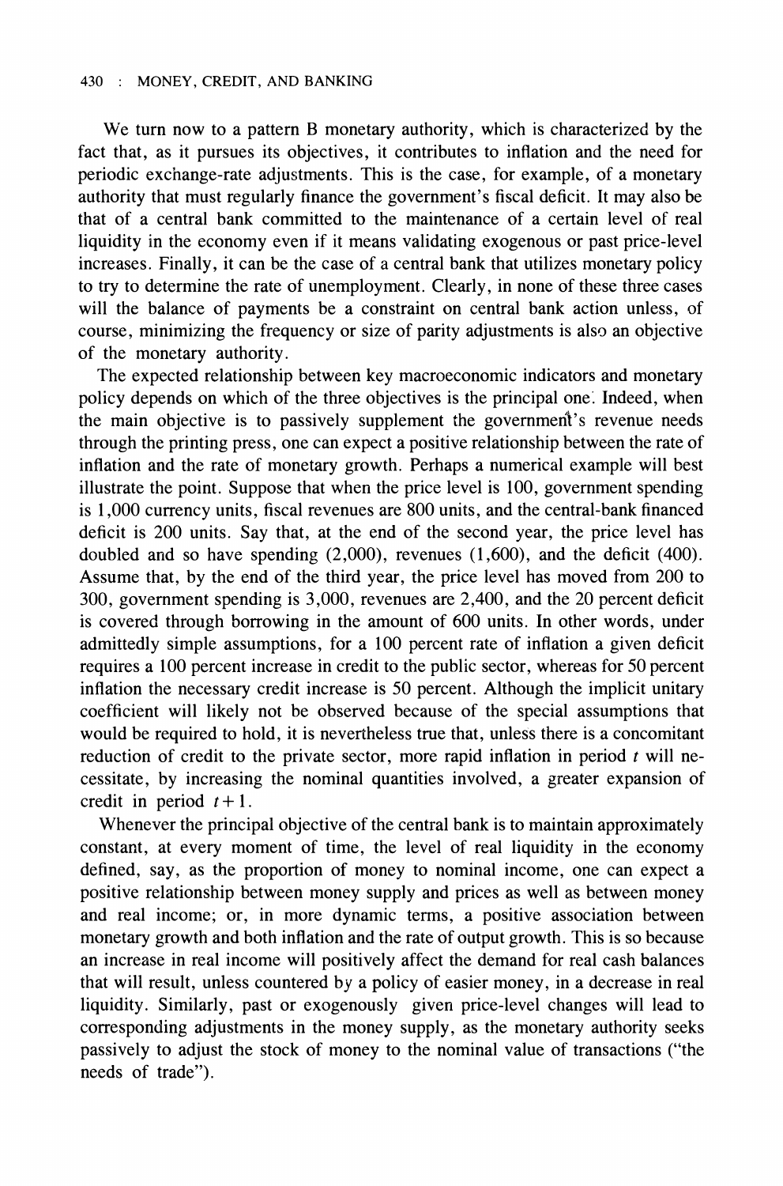We turn now to a pattern B monetary authority, which is characterized by the fact that, as it pursues its objectives, it contributes to inflation and the need for periodic exchange-rate adjustments. This is the case, for example, of a monetary authority that must regularly finance the government's fiscal deficit. It may also be that of a central bank committed to the maintenance of a certain level of real liquidity in the economy even if it means validating exogenous or past price-level increases. Finally, it can be the case of a central bank that utilizes monetary policy to try to determine the rate of unemployment. Clearly, in none of these three cases will the balance of payments be a constraint on central bank action unless, of course, minimizing the frequency or size of parity adjustments is also an objective of the monetary authority.

The expected relationship between key macroeconomic indicators and monetary policy depends on which of the three objectives is the principal one. Indeed, when the main objective is to passively supplement the government's revenue needs through the printing press, one can expect a positive relationship between the rate of inflation and the rate of monetary growth. Perhaps a numerical example will best illustrate the point. Suppose that when the price level is 100, government spending is 1,000 currency units, fiscal revenues are 800 units, and the central-bank financed deficit is 200 units. Say that, at the end of the second year, the price level has doubled and so have spending (2,000), revenues (1,600), and the deficit (400). Assume that, by the end of the third year, the price level has moved from 200 to 300, government spending is 3,000, revenues are 2,400, and the 20 percent deficit is covered through borrowing in the amount of 600 units. In other words, under admittedly simple assumptions, for a 100 percent rate of inflation a given deficit requires a 100 percent increase in credit to the public sector, whereas for 50 percent inflation the necessary credit increase is 50 percent. Although the implicit unitary coefficient will likely not be observed because of the special assumptions that would be required to hold, it is nevertheless true that, unless there is a concomitant reduction of credit to the private sector, more rapid inflation in period $t$ will necessitate, by increasing the nominal quantities involved, a greater expansion of credit in period $t + 1$.

Whenever the principal objective of the central bank is to maintain approximately constant, at every moment of time, the level of real liquidity in the economy defined, say, as the proportion of money to nominal income, one can expect a positive relationship between money supply and prices as well as between money and real income; or, in more dynamic terms, a positive association between monetary growth and both inflation and the rate of output growth. This is so because an increase in real income will positively affect the demand for real cash balances that will result, unless countered by a policy of easier money, in a decrease in real liquidity. Similarly, past or exogenously given price-level changes will lead to corresponding adjustments in the money supply, as the monetary authority seeks passively to adjust the stock of money to the nominal value of transactions ("the needs of trade").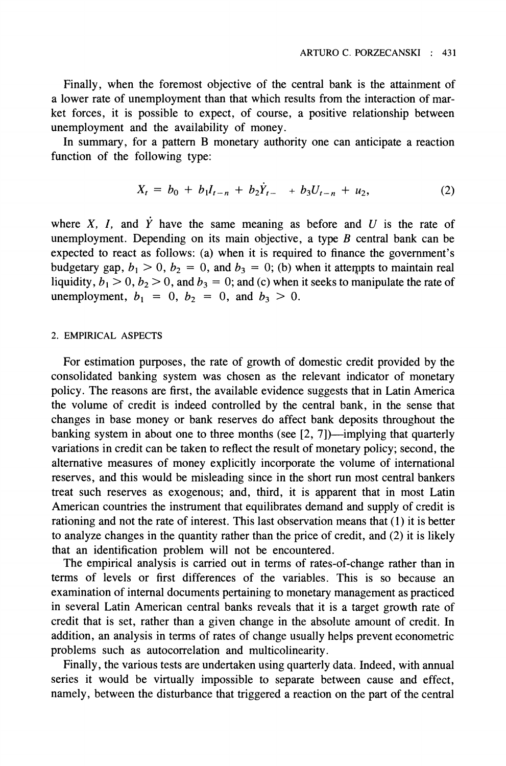Finally, when the foremost objective of the central bank is the attainment of a lower rate of unemployment than that which results from the interaction of market forces, it is possible to expect, of course, a positive relationship between unemployment and the availability of money.

In summary, for a pattern B monetary authority one can anticipate a reaction function of the following type:

$$X_t = b_0 + b_1 I_{t-n} + b_2 \dot{Y}_{t-} + b_3 U_{t-n} + u_2, \tag{2}$$

where $X$, $I$, and $\dot{Y}$ have the same meaning as before and $U$ is the rate of unemployment. Depending on its main objective, a type *B* central bank can be expected to react as follows: (a) when it is required to finance the government's budgetary gap, $b_1 > 0$, $b_2 = 0$, and $b_3 = 0$; (b) when it attempts to maintain real liquidity, $b_1 > 0$, $b_2 > 0$, and $b_3 = 0$; and (c) when it seeks to manipulate the rate of unemployment, $b_1 = 0$, $b_2 = 0$, and $b_3 > 0$.

## 2. EMPIRICAL ASPECTS

For estimation purposes, the rate of growth of domestic credit provided by the consolidated banking system was chosen as the relevant indicator of monetary policy. The reasons are first, the available evidence suggests that in Latin America the volume of credit is indeed controlled by the central bank, in the sense that changes in base money or bank reserves do affect bank deposits throughout the banking system in about one to three months (see [2, 7])—implying that quarterly variations in credit can be taken to reflect the result of monetary policy; second, the alternative measures of money explicitly incorporate the volume of international reserves, and this would be misleading since in the short run most central bankers treat such reserves as exogenous; and, third, it is apparent that in most Latin American countries the instrument that equilibrates demand and supply of credit is rationing and not the rate of interest. This last observation means that (1) it is better to analyze changes in the quantity rather than the price of credit, and (2) it is likely that an identification problem will not be encountered.

The empirical analysis is carried out in terms of rates-of-change rather than in terms of levels or first differences of the variables. This is so because an examination of internal documents pertaining to monetary management as practiced in several Latin American central banks reveals that it is a target growth rate of credit that is set, rather than a given change in the absolute amount of credit. In addition, an analysis in terms of rates of change usually helps prevent econometric problems such as autocorrelation and multicolinearity.

Finally, the various tests are undertaken using quarterly data. Indeed, with annual series it would be virtually impossible to separate between cause and effect, namely, between the disturbance that triggered a reaction on the part of the central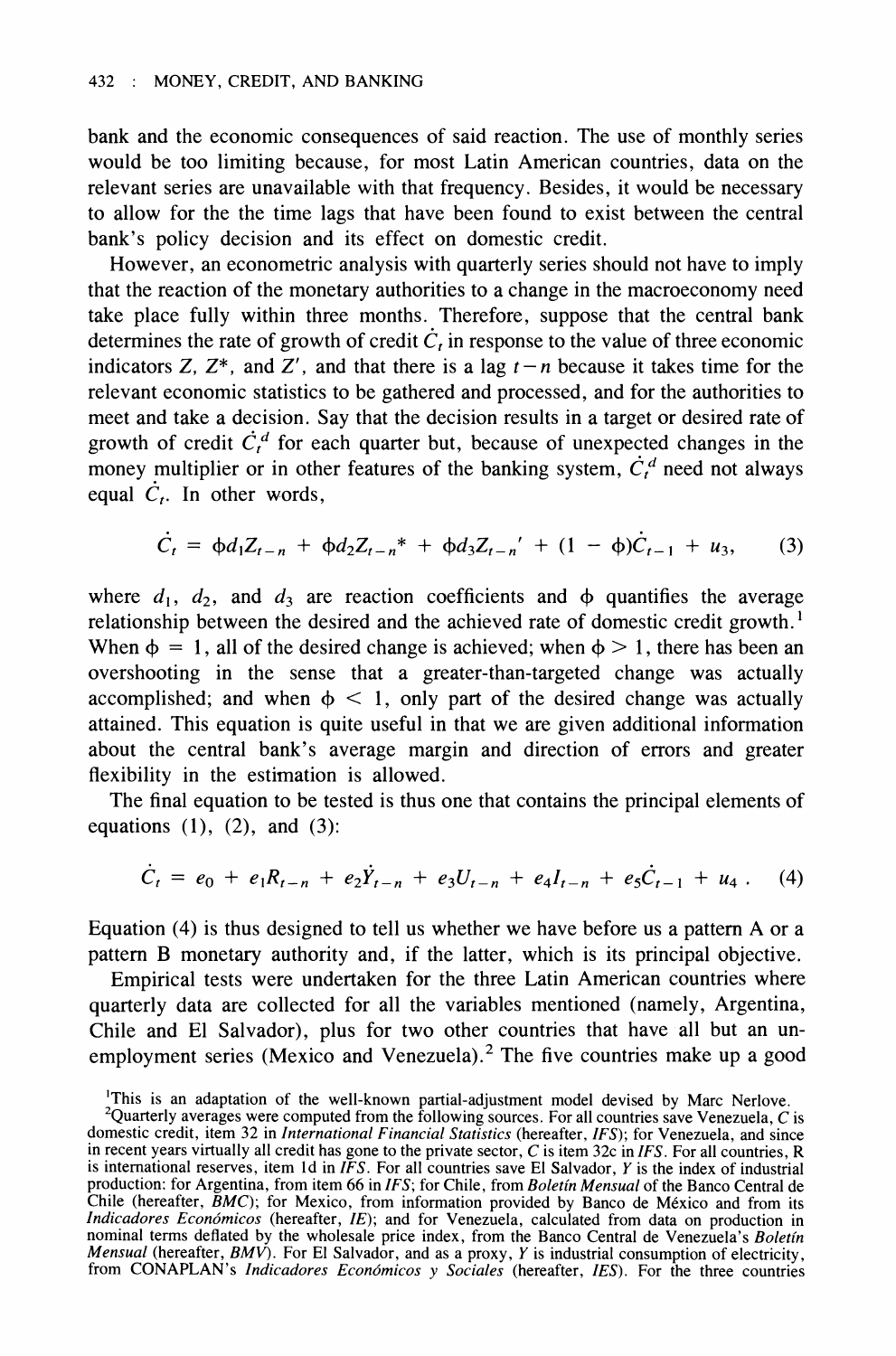bank and the economic consequences of said reaction. The use of monthly series would be too limiting because, for most Latin American countries, data on the relevant series are unavailable with that frequency. Besides, it would be necessary to allow for the the time lags that have been found to exist between the central bank's policy decision and its effect on domestic credit.

However, an econometric analysis with quarterly series should not have to imply that the reaction of the monetary authorities to a change in the macroeconomy need take place fully within three months. Therefore, suppose that the central bank determines the rate of growth of credit $\dot{C}_t$ in response to the value of three economic indicators $Z$, $Z^*$, and $Z'$, and that there is a lag $t-n$ because it takes time for the relevant economic statistics to be gathered and processed, and for the authorities to meet and take a decision. Say that the decision results in a target or desired rate of growth of credit $\dot{C}_t^d$ for each quarter but, because of unexpected changes in the money multiplier or in other features of the banking system, $\dot{C}_t^d$ need not always equal $\dot{C}_t$. In other words,

$$\dot{C}_t = \phi d_1 Z_{t-n} + \phi d_2 Z_{t-n}{}^* + \phi d_3 Z_{t-n}{}' + (1 - \phi)\dot{C}_{t-1} + u_3, \qquad (3)$$

where $d_1$, $d_2$, and $d_3$ are reaction coefficients and $\phi$ quantifies the average relationship between the desired and the achieved rate of domestic credit growth.[1] When $\phi = 1$, all of the desired change is achieved; when $\phi > 1$, there has been an overshooting in the sense that a greater-than-targeted change was actually accomplished; and when $\phi < 1$, only part of the desired change was actually attained. This equation is quite useful in that we are given additional information about the central bank's average margin and direction of errors and greater flexibility in the estimation is allowed.

The final equation to be tested is thus one that contains the principal elements of equations (1), (2), and (3):

$$\dot{C}_t = e_0 + e_1 R_{t-n} + e_2 \dot{Y}_{t-n} + e_3 U_{t-n} + e_4 I_{t-n} + e_5 \dot{C}_{t-1} + u_4 \,. \qquad (4)$$

Equation (4) is thus designed to tell us whether we have before us a pattern A or a pattern B monetary authority and, if the latter, which is its principal objective.

Empirical tests were undertaken for the three Latin American countries where quarterly data are collected for all the variables mentioned (namely, Argentina, Chile and El Salvador), plus for two other countries that have all but an unemployment series (Mexico and Venezuela).[2] The five countries make up a good

[1]This is an adaptation of the well-known partial-adjustment model devised by Marc Nerlove.

[2]Quarterly averages were computed from the following sources. For all countries save Venezuela, $C$ is domestic credit, item 32 in *International Financial Statistics* (hereafter, *IFS*); for Venezuela, and since in recent years virtually all credit has gone to the private sector, $C$ is item 32c in *IFS*. For all countries, R is international reserves, item 1d in *IFS*. For all countries save El Salvador, $Y$ is the index of industrial production: for Argentina, from item 66 in *IFS*; for Chile, from *Boletín Mensual* of the Banco Central de Chile (hereafter, *BMC*); for Mexico, from information provided by Banco de México and from its *Indicadores Económicos* (hereafter, *IE*); and for Venezuela, calculated from data on production in nominal terms deflated by the wholesale price index, from the Banco Central de Venezuela's *Boletín Mensual* (hereafter, *BMV*). For El Salvador, and as a proxy, $Y$ is industrial consumption of electricity, from CONAPLAN's *Indicadores Económicos y Sociales* (hereafter, *IES*). For the three countries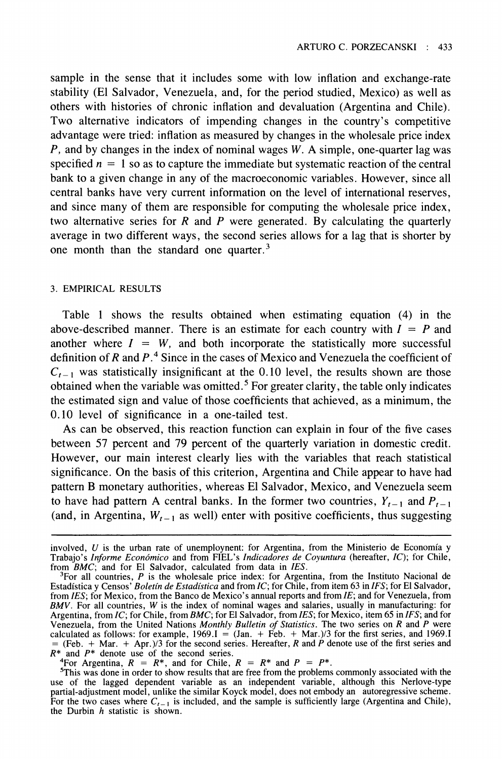sample in the sense that it includes some with low inflation and exchange-rate stability (El Salvador, Venezuela, and, for the period studied, Mexico) as well as others with histories of chronic inflation and devaluation (Argentina and Chile). Two alternative indicators of impending changes in the country's competitive advantage were tried: inflation as measured by changes in the wholesale price index $P$, and by changes in the index of nominal wages $W$. A simple, one-quarter lag was specified $n = 1$ so as to capture the immediate but systematic reaction of the central bank to a given change in any of the macroeconomic variables. However, since all central banks have very current information on the level of international reserves, and since many of them are responsible for computing the wholesale price index, two alternative series for $R$ and $P$ were generated. By calculating the quarterly average in two different ways, the second series allows for a lag that is shorter by one month than the standard one quarter.[3]

### 3. EMPIRICAL RESULTS

Table 1 shows the results obtained when estimating equation (4) in the above-described manner. There is an estimate for each country with $I = P$ and another where $I = W$, and both incorporate the statistically more successful definition of $R$ and $P$.[4] Since in the cases of Mexico and Venezuela the coefficient of $C_{t-1}$ was statistically insignificant at the 0.10 level, the results shown are those obtained when the variable was omitted.[5] For greater clarity, the table only indicates the estimated sign and value of those coefficients that achieved, as a minimum, the 0.10 level of significance in a one-tailed test.

As can be observed, this reaction function can explain in four of the five cases between 57 percent and 79 percent of the quarterly variation in domestic credit. However, our main interest clearly lies with the variables that reach statistical significance. On the basis of this criterion, Argentina and Chile appear to have had pattern B monetary authorities, whereas El Salvador, Mexico, and Venezuela seem to have had pattern A central banks. In the former two countries, $Y_{t-1}$ and $P_{t-1}$ (and, in Argentina, $W_{t-1}$ as well) enter with positive coefficients, thus suggesting

---

involved, $U$ is the urban rate of unemploynent: for Argentina, from the Ministerio de Economía y Trabajo's *Informe Económico* and from FIEL's *Indicadores de Coyuntura* (hereafter, *IC*); for Chile, from *BMC*; and for El Salvador, calculated from data in *IES*.

[3]For all countries, $P$ is the wholesale price index: for Argentina, from the Instituto Nacional de Estadística y Censos' *Boletín de Estadística* and from *IC*; for Chile, from item 63 in *IFS*; for El Salvador, from *IES*; for Mexico, from the Banco de Mexico's annual reports and from *IE*; and for Venezuela, from *BMV*. For all countries, $W$ is the index of nominal wages and salaries, usually in manufacturing: for Argentina, from *IC*; for Chile, from *BMC*; for El Salvador, from *IES*; for Mexico, item 65 in *IFS*; and for Venezuela, from the United Nations *Monthly Bulletin of Statistics*. The two series on $R$ and $P$ were calculated as follows: for example, 1969.I = (Jan. + Feb. + Mar.)/3 for the first series, and 1969.I = (Feb. + Mar. + Apr.)/3 for the second series. Hereafter, $R$ and $P$ denote use of the first series and $R^*$ and $P^*$ denote use of the second series.

[4]For Argentina, $R = R^*$, and for Chile, $R = R^*$ and $P = P^*$.

[5]This was done in order to show results that are free from the problems commonly associated with the use of the lagged dependent variable as an independent variable, although this Nerlove-type partial-adjustment model, unlike the similar Koyck model, does not embody an autoregressive scheme. For the two cases where $C_{t-1}$ is included, and the sample is sufficiently large (Argentina and Chile), the Durbin $h$ statistic is shown.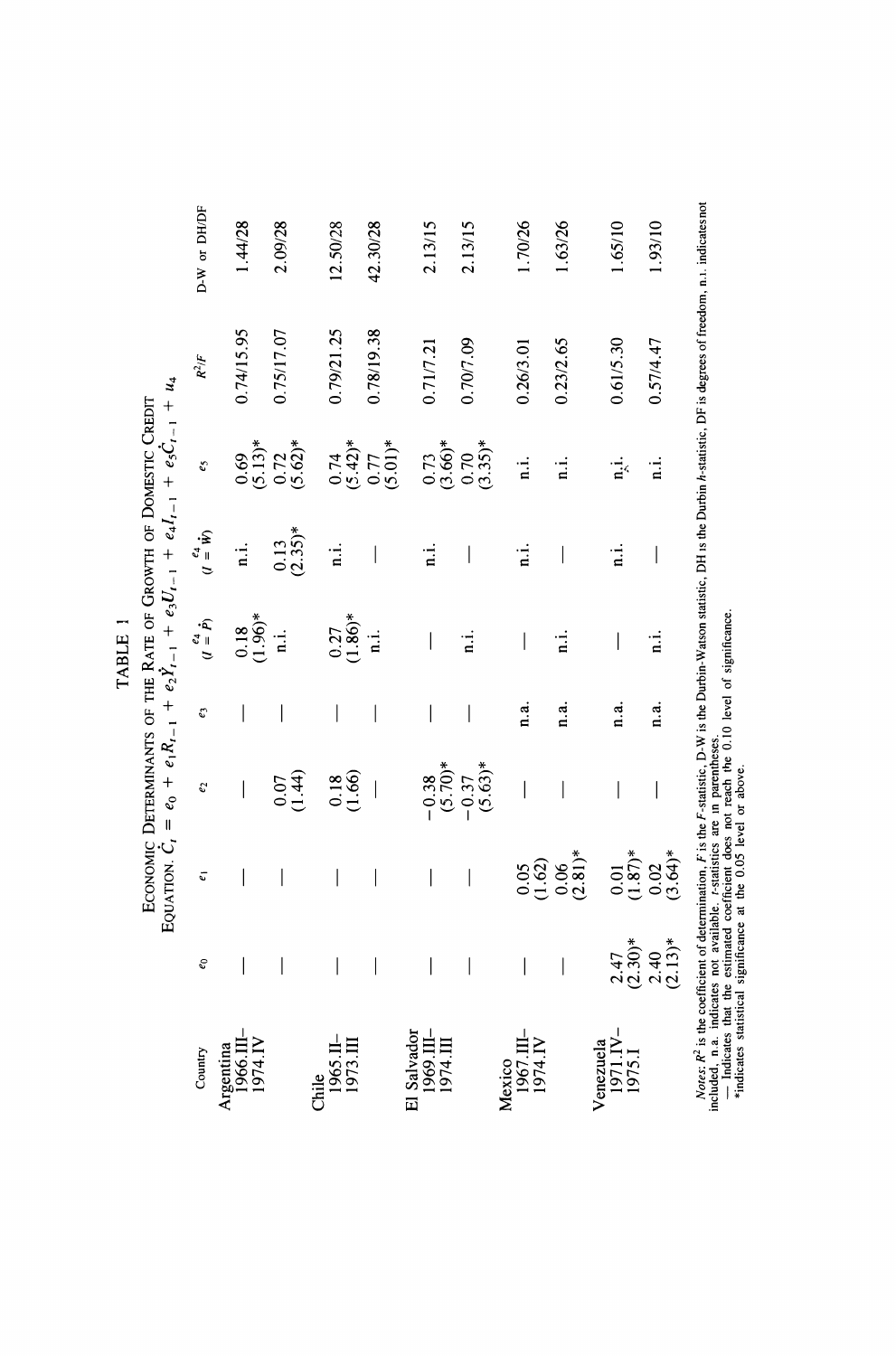# TABLE 1

ECONOMIC DETERMINANTS OF THE RATE OF GROWTH OF DOMESTIC CREDIT

EQUATION. $\dot{C}_t = e_0 + e_1 R_{t-1} + e_2 \dot{Y}_{t-1} + e_3 U_{t-1} + e_4 I_{t-1} + e_5 \dot{C}_{t-1} + u_4$

| Country | $e_0$ | $e_1$ | $e_2$ | $e_3$ | $e_4$ $(I = \dot{P})$ | $e_4$ $(I = \dot{W})$ | $e_5$ | $R^2/F$ | D-W or DH/DF |
|---|---|---|---|---|---|---|---|---|---|
| Argentina 1966.III–1974.IV | — | — | — | — | 0.18 (1.96)* | n.i. | 0.69 (5.13)* | 0.74/15.95 | 1.44/28 |
| | — | — | 0.07 (1.44) | — | n.i. | 0.13 (2.35)* | 0.72 (5.62)* | 0.75/17.07 | 2.09/28 |
| Chile 1965.II–1973.III | — | — | 0.18 (1.66) | — | 0.27 (1.86)* | n.i. | 0.74 (5.42)* | 0.79/21.25 | 12.50/28 |
| | — | — | — | — | n.i. | — | 0.77 (5.01)* | 0.78/19.38 | 42.30/28 |
| El Salvador 1969.III–1974.III | — | — | −0.38 (5.70)* | — | — | n.i. | 0.73 (3.66)* | 0.71/7.21 | 2.13/15 |
| | — | — | −0.37 (5.63)* | — | n.i. | — | 0.70 (3.35)* | 0.70/7.09 | 2.13/15 |
| Mexico 1967.III–1974.IV | — | 0.05 (1.62) | — | n.a. | — | n.i. | n.i. | 0.26/3.01 | 1.70/26 |
| | — | 0.06 (2.81)* | — | n.a. | n.i. | — | n.i. | 0.23/2.65 | 1.63/26 |
| Venezuela 1971.IV–1975.I | 2.47 (2.30)* | 0.01 (1.87)* | — | n.a. | — | n.i. | n.i. | 0.61/5.30 | 1.65/10 |
| | 2.40 (2.13)* | 0.02 (3.64)* | — | n.a. | n.i. | — | n.i. | 0.57/4.47 | 1.93/10 |

*Notes:* $R^2$ is the coefficient of determination, $F$ is the $F$-statistic, D-W is the Durbin-Watson statistic, DH is the Durbin $h$-statistic, DF is degrees of freedom, n.i. indicates not included, n.a. indicates not available. $t$-statistics are in parentheses.

— Indicates that the estimated coefficient does not reach the 0.10 level of significance.

*indicates statistical significance at the 0.05 level or above.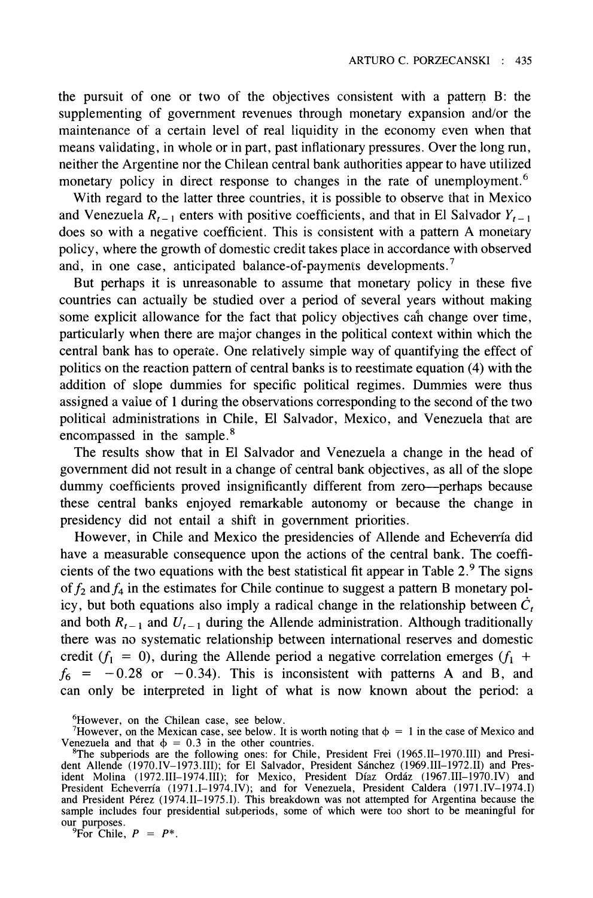the pursuit of one or two of the objectives consistent with a pattern B: the supplementing of government revenues through monetary expansion and/or the maintenance of a certain level of real liquidity in the economy even when that means validating, in whole or in part, past inflationary pressures. Over the long run, neither the Argentine nor the Chilean central bank authorities appear to have utilized monetary policy in direct response to changes in the rate of unemployment.[6]

With regard to the latter three countries, it is possible to observe that in Mexico and Venezuela $R_{t-1}$ enters with positive coefficients, and that in El Salvador $Y_{t-1}$ does so with a negative coefficient. This is consistent with a pattern A monetary policy, where the growth of domestic credit takes place in accordance with observed and, in one case, anticipated balance-of-payments developments.[7]

But perhaps it is unreasonable to assume that monetary policy in these five countries can actually be studied over a period of several years without making some explicit allowance for the fact that policy objectives can change over time, particularly when there are major changes in the political context within which the central bank has to operate. One relatively simple way of quantifying the effect of politics on the reaction pattern of central banks is to reestimate equation (4) with the addition of slope dummies for specific political regimes. Dummies were thus assigned a value of 1 during the observations corresponding to the second of the two political administrations in Chile, El Salvador, Mexico, and Venezuela that are encompassed in the sample.[8]

The results show that in El Salvador and Venezuela a change in the head of government did not result in a change of central bank objectives, as all of the slope dummy coefficients proved insignificantly different from zero—perhaps because these central banks enjoyed remarkable autonomy or because the change in presidency did not entail a shift in government priorities.

However, in Chile and Mexico the presidencies of Allende and Echeverría did have a measurable consequence upon the actions of the central bank. The coefficients of the two equations with the best statistical fit appear in Table 2.[9] The signs of $f_2$ and $f_4$ in the estimates for Chile continue to suggest a pattern B monetary policy, but both equations also imply a radical change in the relationship between $\dot{C}_t$ and both $R_{t-1}$ and $U_{t-1}$ during the Allende administration. Although traditionally there was no systematic relationship between international reserves and domestic credit ($f_1 = 0$), during the Allende period a negative correlation emerges ($f_1 + f_6 = -0.28$ or $-0.34$). This is inconsistent with patterns A and B, and can only be interpreted in light of what is now known about the period: a

[6]However, on the Chilean case, see below.

[7]However, on the Mexican case, see below. It is worth noting that $\phi = 1$ in the case of Mexico and Venezuela and that $\phi = 0.3$ in the other countries.

[8]The subperiods are the following ones: for Chile, President Frei (1965.II–1970.III) and President Allende (1970.IV–1973.III); for El Salvador, President Sánchez (1969.III–1972.II) and President Molina (1972.III–1974.III); for Mexico, President Díaz Ordáz (1967.III–1970.IV) and President Echeverría (1971.I–1974.IV); and for Venezuela, President Caldera (1971.IV–1974.I) and President Pérez (1974.II–1975.I). This breakdown was not attempted for Argentina because the sample includes four presidential subperiods, some of which were too short to be meaningful for our purposes.

[9]For Chile, $P = P^*$.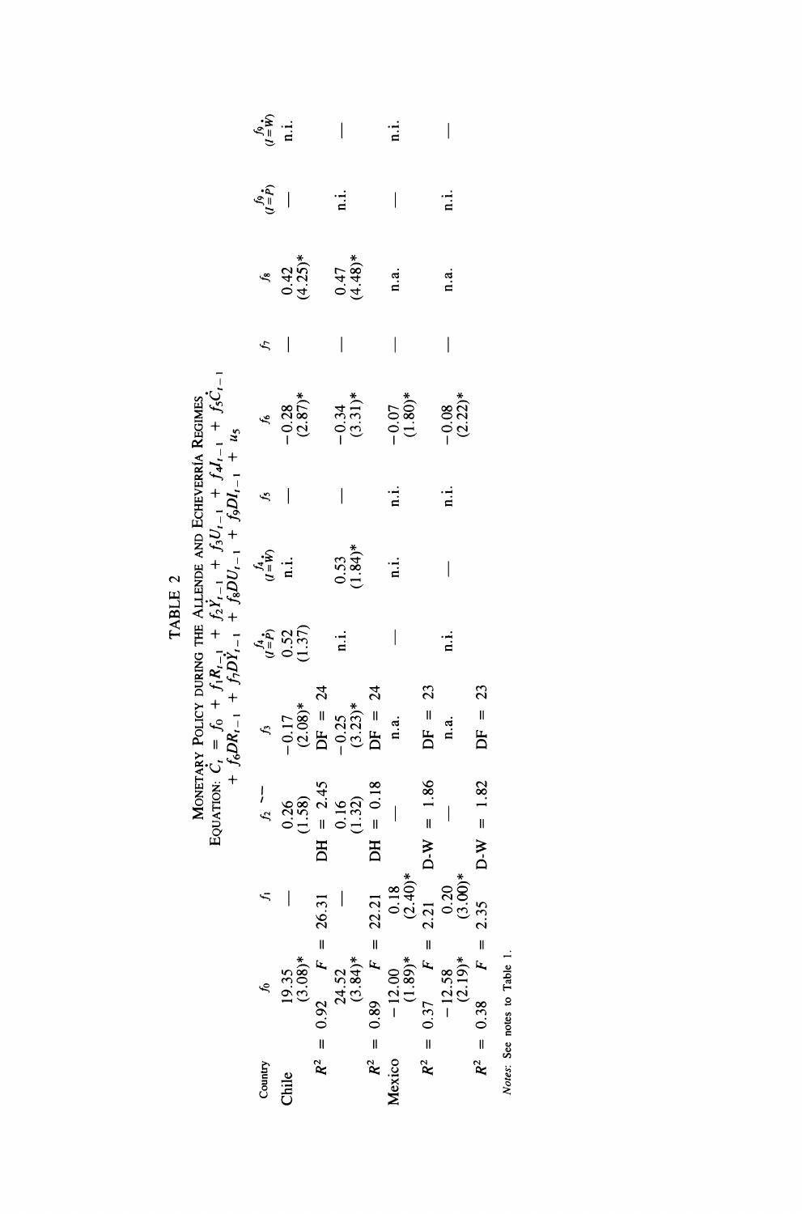# TABLE 2

Monetary Policy during the Allende and Echeverría Regimes

Equation: $\dot{C}_t = f_0 + f_1 R_{t-1} + f_2 \dot{Y}_{t-1} + f_3 U_{t-1} + f_4 I_{t-1} + f_5 \dot{C}_{t-1} + f_6 DR_{t-1} + f_7 D\dot{Y}_{t-1} + f_8 DU_{t-1} + f_9 DI_{t-1} + u_5$

| Country | $f_0$ | $f_1$ | $f_2$ | $f_3$ | $f_4$ $(I=\dot{P})$ | $f_4$ $(I=\dot{W})$ | $f_5$ | $f_6$ | $f_7$ | $f_8$ | $f_9$ $(I=\dot{P})$ | $f_9$ $(I=\dot{W})$ |
|---|---|---|---|---|---|---|---|---|---|---|---|---|
| Chile | 19.35 (3.08)* | — | 0.26 (1.58) | −0.17 (2.08)* | 0.52 (1.37) | n.i. | — | −0.28 (2.87)* | — | 0.42 (4.25)* | — | n.i. |
| | $R^2$ = 0.92 | $F$ = 26.31 | DH = 2.45 | DF = 24 | | | | | | | | |
| | 24.52 (3.84)* | — | 0.16 (1.32) | −0.25 (3.23)* | n.i. | 0.53 (1.84)* | — | −0.34 (3.31)* | — | 0.47 (4.48)* | n.i. | — |
| | $R^2$ = 0.89 | $F$ = 22.21 | DH = 0.18 | DF = 24 | | | | | | | | |
| Mexico | −12.00 (1.89)* | 0.18 (2.40)* | — | n.a. | — | n.i. | n.i. | −0.07 (1.80)* | — | n.a. | — | n.i. |
| | $R^2$ = 0.37 | $F$ = 2.21 | D-W = 1.86 | DF = 23 | | | | | | | | |
| | −12.58 (2.19)* | 0.20 (3.00)* | — | n.a. | n.i. | — | n.i. | −0.08 (2.22)* | — | n.a. | n.i. | — |
| | $R^2$ = 0.38 | $F$ = 2.35 | D-W = 1.82 | DF = 23 | | | | | | | | |

*Notes:* See notes to Table 1.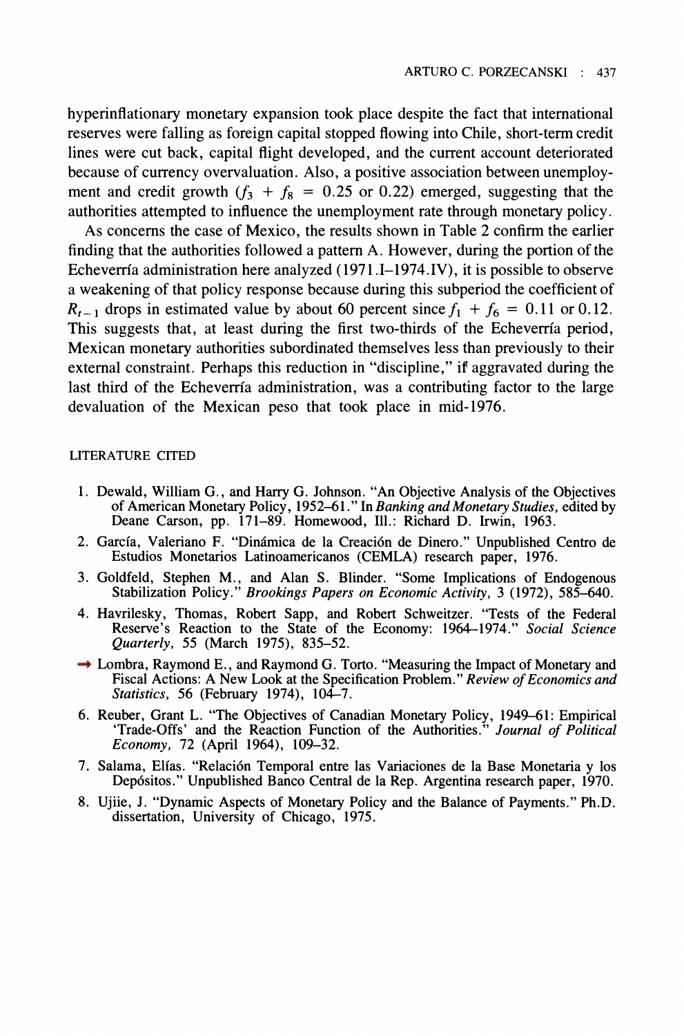hyperinflationary monetary expansion took place despite the fact that international reserves were falling as foreign capital stopped flowing into Chile, short-term credit lines were cut back, capital flight developed, and the current account deteriorated because of currency overvaluation. Also, a positive association between unemployment and credit growth ($f_3 + f_8 = 0.25$ or 0.22) emerged, suggesting that the authorities attempted to influence the unemployment rate through monetary policy.

As concerns the case of Mexico, the results shown in Table 2 confirm the earlier finding that the authorities followed a pattern A. However, during the portion of the Echeverría administration here analyzed (1971.I–1974.IV), it is possible to observe a weakening of that policy response because during this subperiod the coefficient of $R_{t-1}$ drops in estimated value by about 60 percent since $f_1 + f_6 = 0.11$ or 0.12. This suggests that, at least during the first two-thirds of the Echeverría period, Mexican monetary authorities subordinated themselves less than previously to their external constraint. Perhaps this reduction in "discipline," if aggravated during the last third of the Echeverría administration, was a contributing factor to the large devaluation of the Mexican peso that took place in mid-1976.

## LITERATURE CITED

1. Dewald, William G., and Harry G. Johnson. "An Objective Analysis of the Objectives of American Monetary Policy, 1952–61." In *Banking and Monetary Studies*, edited by Deane Carson, pp. 171–89. Homewood, Ill.: Richard D. Irwin, 1963.
2. García, Valeriano F. "Dinámica de la Creación de Dinero." Unpublished Centro de Estudios Monetarios Latinoamericanos (CEMLA) research paper, 1976.
3. Goldfeld, Stephen M., and Alan S. Blinder. "Some Implications of Endogenous Stabilization Policy." *Brookings Papers on Economic Activity*, 3 (1972), 585–640.
4. Havrilesky, Thomas, Robert Sapp, and Robert Schweitzer. "Tests of the Federal Reserve's Reaction to the State of the Economy: 1964–1974." *Social Science Quarterly*, 55 (March 1975), 835–52.
5. Lombra, Raymond E., and Raymond G. Torto. "Measuring the Impact of Monetary and Fiscal Actions: A New Look at the Specification Problem." *Review of Economics and Statistics*, 56 (February 1974), 104–7.
6. Reuber, Grant L. "The Objectives of Canadian Monetary Policy, 1949–61: Empirical 'Trade-Offs' and the Reaction Function of the Authorities." *Journal of Political Economy*, 72 (April 1964), 109–32.
7. Salama, Elías. "Relación Temporal entre las Variaciones de la Base Monetaria y los Depósitos." Unpublished Banco Central de la Rep. Argentina research paper, 1970.
8. Ujiie, J. "Dynamic Aspects of Monetary Policy and the Balance of Payments." Ph.D. dissertation, University of Chicago, 1975.